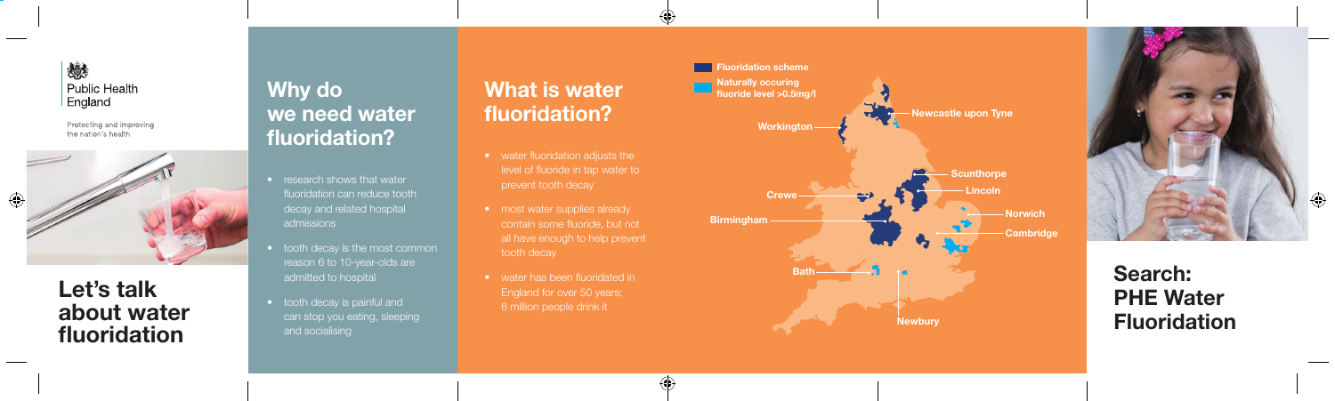Public Health England

Protecting and improving the nation's health

# Let's talk about water fluoridation

## Why do we need water fluoridation?

- research shows that water fluoridation can reduce tooth decay and related hospital admissions
- tooth decay is the most common reason 6 to 10-year-olds are admitted to hospital
- tooth decay is painful and can stop you eating, sleeping and socialising

## What is water fluoridation?

- water fluoridation adjusts the level of fluoride in tap water to prevent tooth decay
- most water supplies already contain some fluoride, but not all have enough to help prevent tooth decay
- water has been fluoridated in England for over 50 years; 6 million people drink it

Fluoridation scheme

Naturally occuring fluoride level >0.5mg/l

Newcastle upon Tyne

Workington

Scunthorpe

Lincoln

Crewe

Norwich

Birmingham

Cambridge

Bath

Newbury

## Search: PHE Water Fluoridation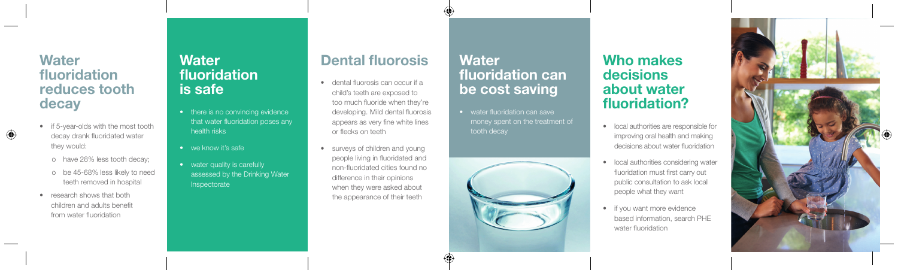## Water fluoridation reduces tooth decay

- if 5-year-olds with the most tooth decay drank fluoridated water they would:
  - o have 28% less tooth decay;
  - o be 45-68% less likely to need teeth removed in hospital
- research shows that both children and adults benefit from water fluoridation

## Water fluoridation is safe

- there is no convincing evidence that water fluoridation poses any health risks
- we know it's safe
- water quality is carefully assessed by the Drinking Water Inspectorate

## Dental fluorosis

- dental fluorosis can occur if a child's teeth are exposed to too much fluoride when they're developing. Mild dental fluorosis appears as very fine white lines or flecks on teeth
- surveys of children and young people living in fluoridated and non-fluoridated cities found no difference in their opinions when they were asked about the appearance of their teeth

## Water fluoridation can be cost saving

- water fluoridation can save money spent on the treatment of tooth decay

## Who makes decisions about water fluoridation?

- local authorities are responsible for improving oral health and making decisions about water fluoridation
- local authorities considering water fluoridation must first carry out public consultation to ask local people what they want
- if you want more evidence based information, search PHE water fluoridation